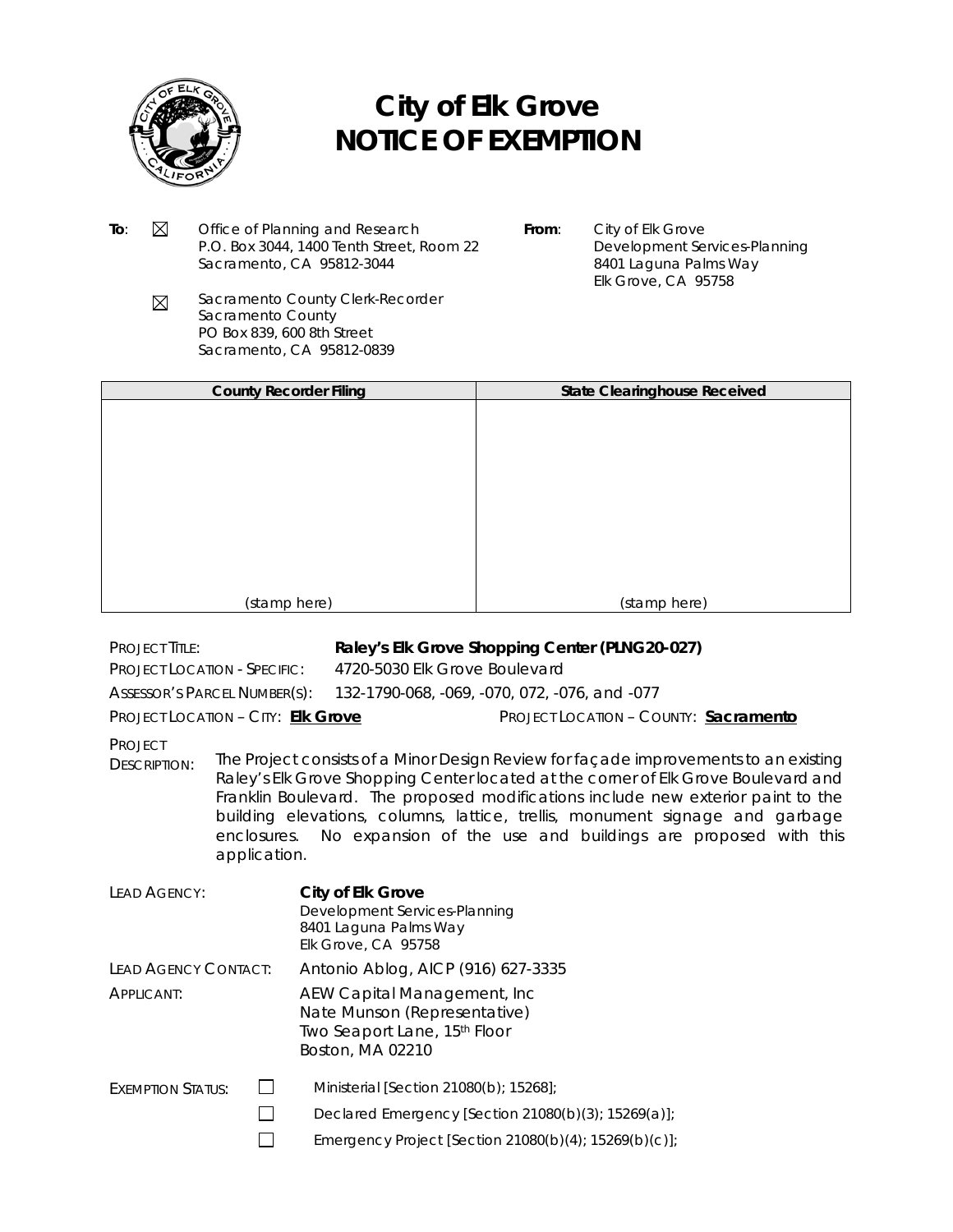# City of Elk Grove
# NOTICE OF EXEMPTION

**To**: ☒ Office of Planning and Research
P.O. Box 3044, 1400 Tenth Street, Room 22
Sacramento, CA 95812-3044

☒ Sacramento County Clerk-Recorder
Sacramento County
PO Box 839, 600 8th Street
Sacramento, CA 95812-0839

**From**: City of Elk Grove
Development Services-Planning
8401 Laguna Palms Way
Elk Grove, CA 95758

| County Recorder Filing | State Clearinghouse Received |
|---|---|
| (stamp here) | (stamp here) |

PROJECT TITLE: **Raley's Elk Grove Shopping Center (PLNG20-027)**

PROJECT LOCATION - SPECIFIC: 4720-5030 Elk Grove Boulevard

ASSESSOR'S PARCEL NUMBER(S): 132-1790-068, -069, -070, 072, -076, and -077

PROJECT LOCATION – CITY: **Elk Grove** PROJECT LOCATION – COUNTY: **Sacramento**

PROJECT DESCRIPTION: The Project consists of a Minor Design Review for façade improvements to an existing Raley's Elk Grove Shopping Center located at the corner of Elk Grove Boulevard and Franklin Boulevard. The proposed modifications include new exterior paint to the building elevations, columns, lattice, trellis, monument signage and garbage enclosures. No expansion of the use and buildings are proposed with this application.

LEAD AGENCY: **City of Elk Grove**
Development Services-Planning
8401 Laguna Palms Way
Elk Grove, CA 95758

LEAD AGENCY CONTACT: Antonio Ablog, AICP (916) 627-3335

APPLICANT: AEW Capital Management, Inc
Nate Munson (Representative)
Two Seaport Lane, 15th Floor
Boston, MA 02210

EXEMPTION STATUS:

☐ Ministerial [Section 21080(b); 15268];

☐ Declared Emergency [Section 21080(b)(3); 15269(a)];

☐ Emergency Project [Section 21080(b)(4); 15269(b)(c)];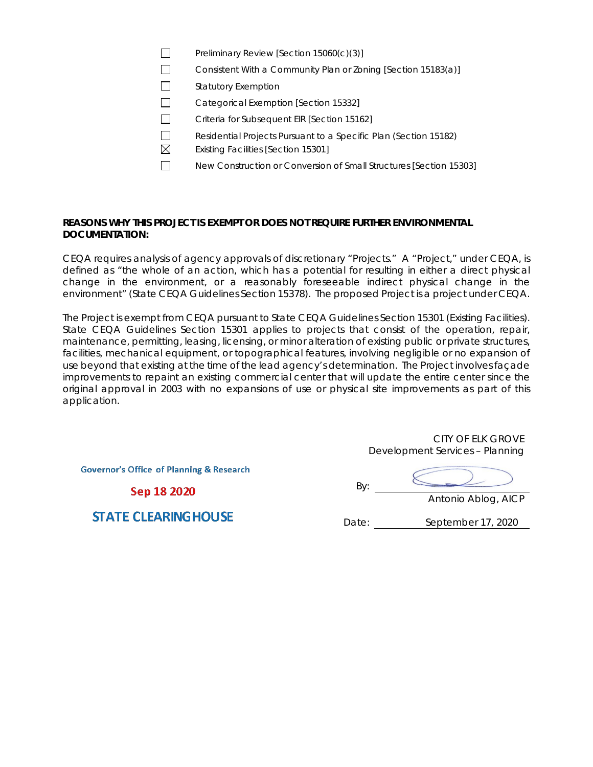- ☐ Preliminary Review [Section 15060(c)(3)]
- ☐ Consistent With a Community Plan or Zoning [Section 15183(a)]
- ☐ Statutory Exemption
- ☐ Categorical Exemption [Section 15332]
- ☐ Criteria for Subsequent EIR [Section 15162]
- ☐ Residential Projects Pursuant to a Specific Plan (Section 15182)
- ☒ Existing Facilities [Section 15301]
- ☐ New Construction or Conversion of Small Structures [Section 15303]

**REASONS WHY THIS PROJECT IS EXEMPT OR DOES NOT REQUIRE FURTHER ENVIRONMENTAL DOCUMENTATION:**

CEQA requires analysis of agency approvals of discretionary "Projects." A "Project," under CEQA, is defined as "the whole of an action, which has a potential for resulting in either a direct physical change in the environment, or a reasonably foreseeable indirect physical change in the environment" (State CEQA Guidelines Section 15378). The proposed Project is a project under CEQA.

The Project is exempt from CEQA pursuant to State CEQA Guidelines Section 15301 (Existing Facilities). State CEQA Guidelines Section 15301 applies to projects that consist of the operation, repair, maintenance, permitting, leasing, licensing, or minor alteration of existing public or private structures, facilities, mechanical equipment, or topographical features, involving negligible or no expansion of use beyond that existing at the time of the lead agency's determination. The Project involves façade improvements to repaint an existing commercial center that will update the entire center since the original approval in 2003 with no expansions of use or physical site improvements as part of this application.

CITY OF ELK GROVE
Development Services – Planning

By: ______________________
Antonio Ablog, AICP

Date: September 17, 2020

Governor's Office of Planning & Research

Sep 18 2020

STATE CLEARINGHOUSE